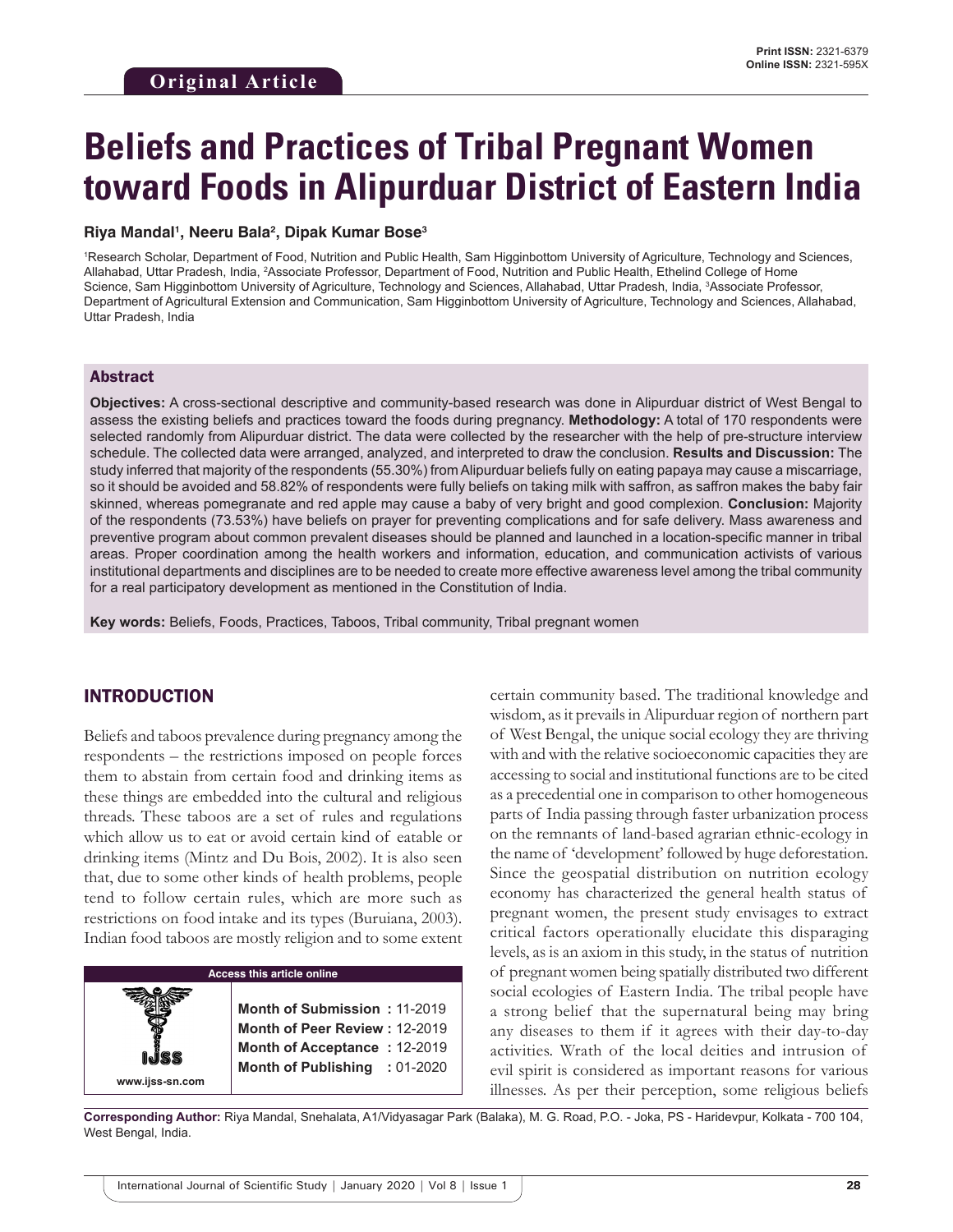Original Article

# Beliefs and Practices of Tribal Pregnant Women toward Foods in Alipurduar District of Eastern India

**Riya Mandal[1], Neeru Bala[2], Dipak Kumar Bose[3]**

[1]Research Scholar, Department of Food, Nutrition and Public Health, Sam Higginbottom University of Agriculture, Technology and Sciences, Allahabad, Uttar Pradesh, India, [2]Associate Professor, Department of Food, Nutrition and Public Health, Ethelind College of Home Science, Sam Higginbottom University of Agriculture, Technology and Sciences, Allahabad, Uttar Pradesh, India, [3]Associate Professor, Department of Agricultural Extension and Communication, Sam Higginbottom University of Agriculture, Technology and Sciences, Allahabad, Uttar Pradesh, India

## Abstract

**Objectives:** A cross-sectional descriptive and community-based research was done in Alipurduar district of West Bengal to assess the existing beliefs and practices toward the foods during pregnancy. **Methodology:** A total of 170 respondents were selected randomly from Alipurduar district. The data were collected by the researcher with the help of pre-structure interview schedule. The collected data were arranged, analyzed, and interpreted to draw the conclusion. **Results and Discussion:** The study inferred that majority of the respondents (55.30%) from Alipurduar beliefs fully on eating papaya may cause a miscarriage, so it should be avoided and 58.82% of respondents were fully beliefs on taking milk with saffron, as saffron makes the baby fair skinned, whereas pomegranate and red apple may cause a baby of very bright and good complexion. **Conclusion:** Majority of the respondents (73.53%) have beliefs on prayer for preventing complications and for safe delivery. Mass awareness and preventive program about common prevalent diseases should be planned and launched in a location-specific manner in tribal areas. Proper coordination among the health workers and information, education, and communication activists of various institutional departments and disciplines are to be needed to create more effective awareness level among the tribal community for a real participatory development as mentioned in the Constitution of India.

**Key words:** Beliefs, Foods, Practices, Taboos, Tribal community, Tribal pregnant women

## INTRODUCTION

Beliefs and taboos prevalence during pregnancy among the respondents – the restrictions imposed on people forces them to abstain from certain food and drinking items as these things are embedded into the cultural and religious threads. These taboos are a set of rules and regulations which allow us to eat or avoid certain kind of eatable or drinking items (Mintz and Du Bois, 2002). It is also seen that, due to some other kinds of health problems, people tend to follow certain rules, which are more such as restrictions on food intake and its types (Buruiana, 2003). Indian food taboos are mostly religion and to some extent certain community based. The traditional knowledge and wisdom, as it prevails in Alipurduar region of northern part of West Bengal, the unique social ecology they are thriving with and with the relative socioeconomic capacities they are accessing to social and institutional functions are to be cited as a precedential one in comparison to other homogeneous parts of India passing through faster urbanization process on the remnants of land-based agrarian ethnic-ecology in the name of 'development' followed by huge deforestation. Since the geospatial distribution on nutrition ecology economy has characterized the general health status of pregnant women, the present study envisages to extract critical factors operationally elucidate this disparaging levels, as is an axiom in this study, in the status of nutrition of pregnant women being spatially distributed two different social ecologies of Eastern India. The tribal people have a strong belief that the supernatural being may bring any diseases to them if it agrees with their day-to-day activities. Wrath of the local deities and intrusion of evil spirit is considered as important reasons for various illnesses. As per their perception, some religious beliefs

| Access this article online | |
|---|---|
| www.ijss-sn.com | **Month of Submission :** 11-2019<br>**Month of Peer Review :** 12-2019<br>**Month of Acceptance :** 12-2019<br>**Month of Publishing :** 01-2020 |

**Corresponding Author:** Riya Mandal, Snehalata, A1/Vidyasagar Park (Balaka), M. G. Road, P.O. - Joka, PS - Haridevpur, Kolkata - 700 104, West Bengal, India.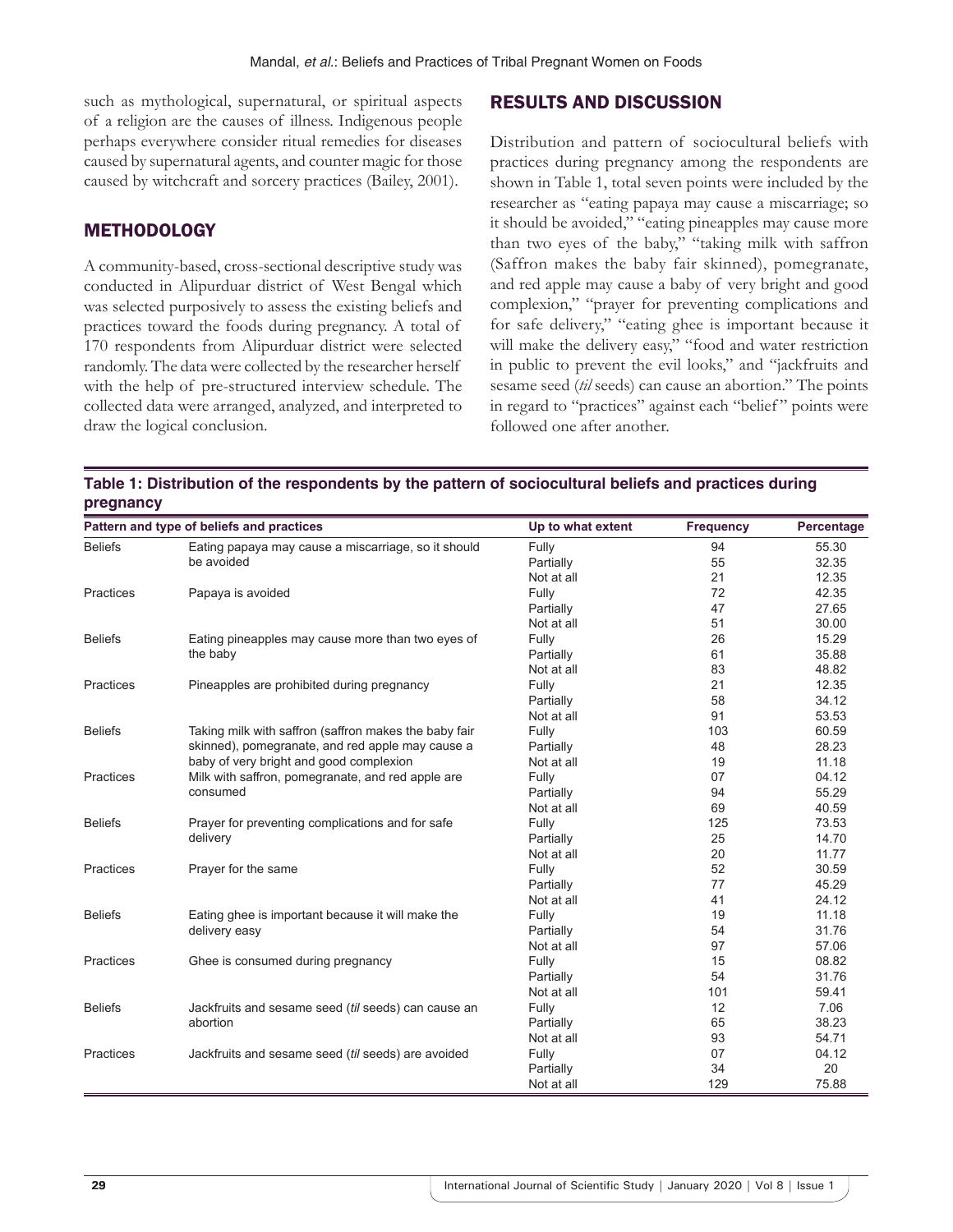such as mythological, supernatural, or spiritual aspects of a religion are the causes of illness. Indigenous people perhaps everywhere consider ritual remedies for diseases caused by supernatural agents, and counter magic for those caused by witchcraft and sorcery practices (Bailey, 2001).

## METHODOLOGY

A community-based, cross-sectional descriptive study was conducted in Alipurduar district of West Bengal which was selected purposively to assess the existing beliefs and practices toward the foods during pregnancy. A total of 170 respondents from Alipurduar district were selected randomly. The data were collected by the researcher herself with the help of pre-structured interview schedule. The collected data were arranged, analyzed, and interpreted to draw the logical conclusion.

## RESULTS AND DISCUSSION

Distribution and pattern of sociocultural beliefs with practices during pregnancy among the respondents are shown in Table 1, total seven points were included by the researcher as "eating papaya may cause a miscarriage; so it should be avoided," "eating pineapples may cause more than two eyes of the baby," "taking milk with saffron (Saffron makes the baby fair skinned), pomegranate, and red apple may cause a baby of very bright and good complexion," "prayer for preventing complications and for safe delivery," "eating ghee is important because it will make the delivery easy," "food and water restriction in public to prevent the evil looks," and "jackfruits and sesame seed (*til* seeds) can cause an abortion." The points in regard to "practices" against each "belief" points were followed one after another.

**Table 1: Distribution of the respondents by the pattern of sociocultural beliefs and practices during pregnancy**

| Pattern and type of beliefs and practices | | Up to what extent | Frequency | Percentage |
|---|---|---|---|---|
| Beliefs | Eating papaya may cause a miscarriage, so it should be avoided | Fully | 94 | 55.30 |
| | | Partially | 55 | 32.35 |
| | | Not at all | 21 | 12.35 |
| Practices | Papaya is avoided | Fully | 72 | 42.35 |
| | | Partially | 47 | 27.65 |
| | | Not at all | 51 | 30.00 |
| Beliefs | Eating pineapples may cause more than two eyes of the baby | Fully | 26 | 15.29 |
| | | Partially | 61 | 35.88 |
| | | Not at all | 83 | 48.82 |
| Practices | Pineapples are prohibited during pregnancy | Fully | 21 | 12.35 |
| | | Partially | 58 | 34.12 |
| | | Not at all | 91 | 53.53 |
| Beliefs | Taking milk with saffron (saffron makes the baby fair skinned), pomegranate, and red apple may cause a baby of very bright and good complexion | Fully | 103 | 60.59 |
| | | Partially | 48 | 28.23 |
| | | Not at all | 19 | 11.18 |
| Practices | Milk with saffron, pomegranate, and red apple are consumed | Fully | 07 | 04.12 |
| | | Partially | 94 | 55.29 |
| | | Not at all | 69 | 40.59 |
| Beliefs | Prayer for preventing complications and for safe delivery | Fully | 125 | 73.53 |
| | | Partially | 25 | 14.70 |
| | | Not at all | 20 | 11.77 |
| Practices | Prayer for the same | Fully | 52 | 30.59 |
| | | Partially | 77 | 45.29 |
| | | Not at all | 41 | 24.12 |
| Beliefs | Eating ghee is important because it will make the delivery easy | Fully | 19 | 11.18 |
| | | Partially | 54 | 31.76 |
| | | Not at all | 97 | 57.06 |
| Practices | Ghee is consumed during pregnancy | Fully | 15 | 08.82 |
| | | Partially | 54 | 31.76 |
| | | Not at all | 101 | 59.41 |
| Beliefs | Jackfruits and sesame seed (*til* seeds) can cause an abortion | Fully | 12 | 7.06 |
| | | Partially | 65 | 38.23 |
| | | Not at all | 93 | 54.71 |
| Practices | Jackfruits and sesame seed (*til* seeds) are avoided | Fully | 07 | 04.12 |
| | | Partially | 34 | 20 |
| | | Not at all | 129 | 75.88 |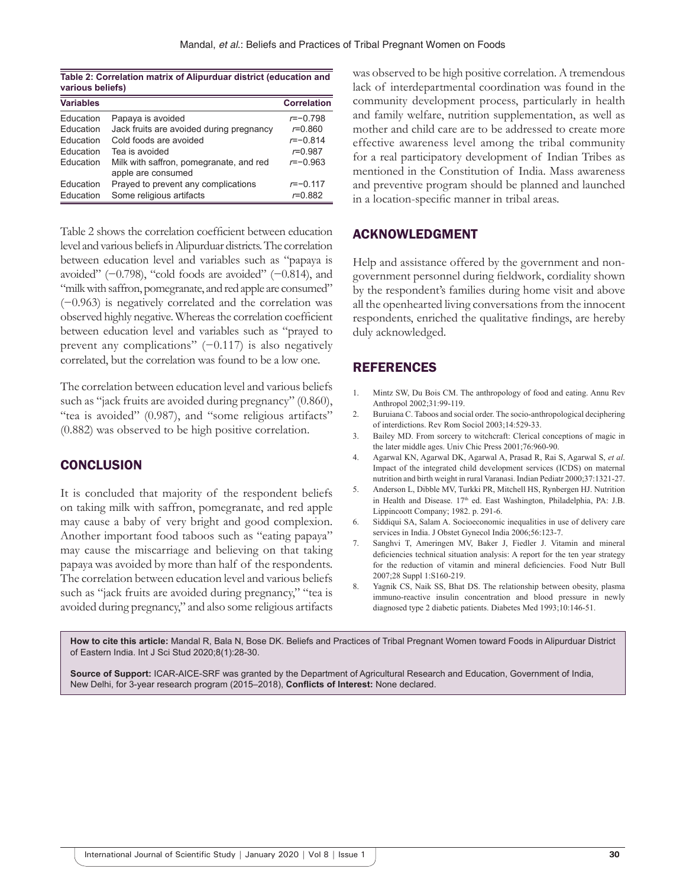**Table 2: Correlation matrix of Alipurduar district (education and various beliefs)**

| Variables | | Correlation |
|---|---|---|
| Education | Papaya is avoided | $r$=−0.798 |
| Education | Jack fruits are avoided during pregnancy | $r$=0.860 |
| Education | Cold foods are avoided | $r$=−0.814 |
| Education | Tea is avoided | $r$=0.987 |
| Education | Milk with saffron, pomegranate, and red apple are consumed | $r$=−0.963 |
| Education | Prayed to prevent any complications | $r$=−0.117 |
| Education | Some religious artifacts | $r$=0.882 |

Table 2 shows the correlation coefficient between education level and various beliefs in Alipurduar districts. The correlation between education level and variables such as "papaya is avoided" (−0.798), "cold foods are avoided" (−0.814), and "milk with saffron, pomegranate, and red apple are consumed" (−0.963) is negatively correlated and the correlation was observed highly negative. Whereas the correlation coefficient between education level and variables such as "prayed to prevent any complications" (−0.117) is also negatively correlated, but the correlation was found to be a low one.

The correlation between education level and various beliefs such as "jack fruits are avoided during pregnancy" (0.860), "tea is avoided" (0.987), and "some religious artifacts" (0.882) was observed to be high positive correlation.

## CONCLUSION

It is concluded that majority of the respondent beliefs on taking milk with saffron, pomegranate, and red apple may cause a baby of very bright and good complexion. Another important food taboos such as "eating papaya" may cause the miscarriage and believing on that taking papaya was avoided by more than half of the respondents. The correlation between education level and various beliefs such as "jack fruits are avoided during pregnancy," "tea is avoided during pregnancy," and also some religious artifacts was observed to be high positive correlation. A tremendous lack of interdepartmental coordination was found in the community development process, particularly in health and family welfare, nutrition supplementation, as well as mother and child care are to be addressed to create more effective awareness level among the tribal community for a real participatory development of Indian Tribes as mentioned in the Constitution of India. Mass awareness and preventive program should be planned and launched in a location-specific manner in tribal areas.

## ACKNOWLEDGMENT

Help and assistance offered by the government and non-government personnel during fieldwork, cordiality shown by the respondent's families during home visit and above all the openhearted living conversations from the innocent respondents, enriched the qualitative findings, are hereby duly acknowledged.

## REFERENCES

1. Mintz SW, Du Bois CM. The anthropology of food and eating. Annu Rev Anthropol 2002;31:99-119.
2. Buruiana C. Taboos and social order. The socio-anthropological deciphering of interdictions. Rev Rom Sociol 2003;14:529-33.
3. Bailey MD. From sorcery to witchcraft: Clerical conceptions of magic in the later middle ages. Univ Chic Press 2001;76:960-90.
4. Agarwal KN, Agarwal DK, Agarwal A, Prasad R, Rai S, Agarwal S, *et al*. Impact of the integrated child development services (ICDS) on maternal nutrition and birth weight in rural Varanasi. Indian Pediatr 2000;37:1321-27.
5. Anderson L, Dibble MV, Turkki PR, Mitchell HS, Rynbergen HJ. Nutrition in Health and Disease. 17th ed. East Washington, Philadelphia, PA: J.B. Lippincoott Company; 1982. p. 291-6.
6. Siddiqui SA, Salam A. Socioeconomic inequalities in use of delivery care services in India. J Obstet Gynecol India 2006;56:123-7.
7. Sanghvi T, Ameringen MV, Baker J, Fiedler J. Vitamin and mineral deficiencies technical situation analysis: A report for the ten year strategy for the reduction of vitamin and mineral deficiencies. Food Nutr Bull 2007;28 Suppl 1:S160-219.
8. Yagnik CS, Naik SS, Bhat DS. The relationship between obesity, plasma immuno-reactive insulin concentration and blood pressure in newly diagnosed type 2 diabetic patients. Diabetes Med 1993;10:146-51.

**How to cite this article:** Mandal R, Bala N, Bose DK. Beliefs and Practices of Tribal Pregnant Women toward Foods in Alipurduar District of Eastern India. Int J Sci Stud 2020;8(1):28-30.

**Source of Support:** ICAR-AICE-SRF was granted by the Department of Agricultural Research and Education, Government of India, New Delhi, for 3-year research program (2015–2018), **Conflicts of Interest:** None declared.